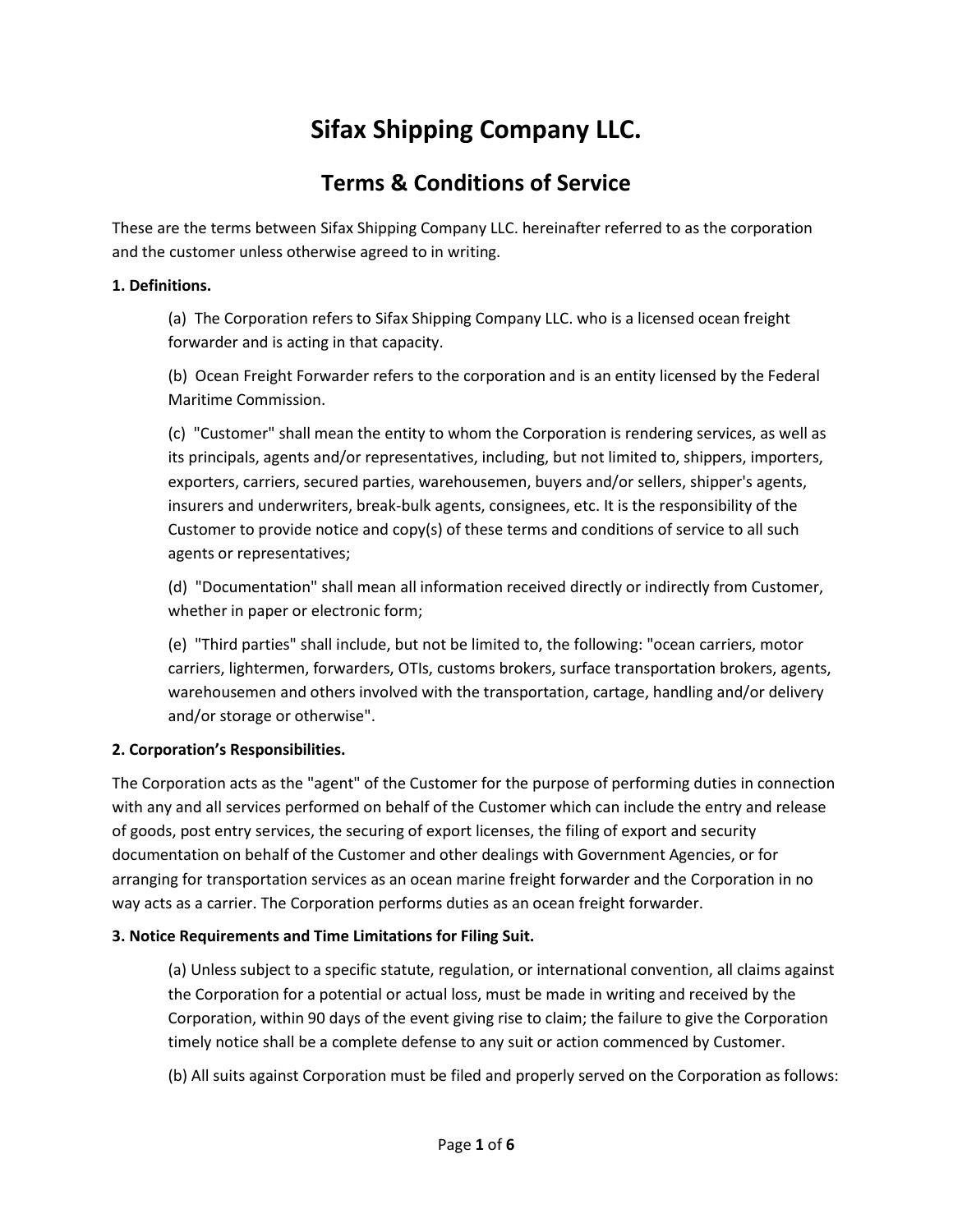# Sifax Shipping Company LLC.

## Terms & Conditions of Service

These are the terms between Sifax Shipping Company LLC. hereinafter referred to as the corporation and the customer unless otherwise agreed to in writing.

**1. Definitions.**

(a) The Corporation refers to Sifax Shipping Company LLC. who is a licensed ocean freight forwarder and is acting in that capacity.

(b) Ocean Freight Forwarder refers to the corporation and is an entity licensed by the Federal Maritime Commission.

(c) "Customer" shall mean the entity to whom the Corporation is rendering services, as well as its principals, agents and/or representatives, including, but not limited to, shippers, importers, exporters, carriers, secured parties, warehousemen, buyers and/or sellers, shipper's agents, insurers and underwriters, break-bulk agents, consignees, etc. It is the responsibility of the Customer to provide notice and copy(s) of these terms and conditions of service to all such agents or representatives;

(d) "Documentation" shall mean all information received directly or indirectly from Customer, whether in paper or electronic form;

(e) "Third parties" shall include, but not be limited to, the following: "ocean carriers, motor carriers, lightermen, forwarders, OTIs, customs brokers, surface transportation brokers, agents, warehousemen and others involved with the transportation, cartage, handling and/or delivery and/or storage or otherwise".

**2. Corporation's Responsibilities.**

The Corporation acts as the "agent" of the Customer for the purpose of performing duties in connection with any and all services performed on behalf of the Customer which can include the entry and release of goods, post entry services, the securing of export licenses, the filing of export and security documentation on behalf of the Customer and other dealings with Government Agencies, or for arranging for transportation services as an ocean marine freight forwarder and the Corporation in no way acts as a carrier. The Corporation performs duties as an ocean freight forwarder.

**3. Notice Requirements and Time Limitations for Filing Suit.**

(a) Unless subject to a specific statute, regulation, or international convention, all claims against the Corporation for a potential or actual loss, must be made in writing and received by the Corporation, within 90 days of the event giving rise to claim; the failure to give the Corporation timely notice shall be a complete defense to any suit or action commenced by Customer.

(b) All suits against Corporation must be filed and properly served on the Corporation as follows: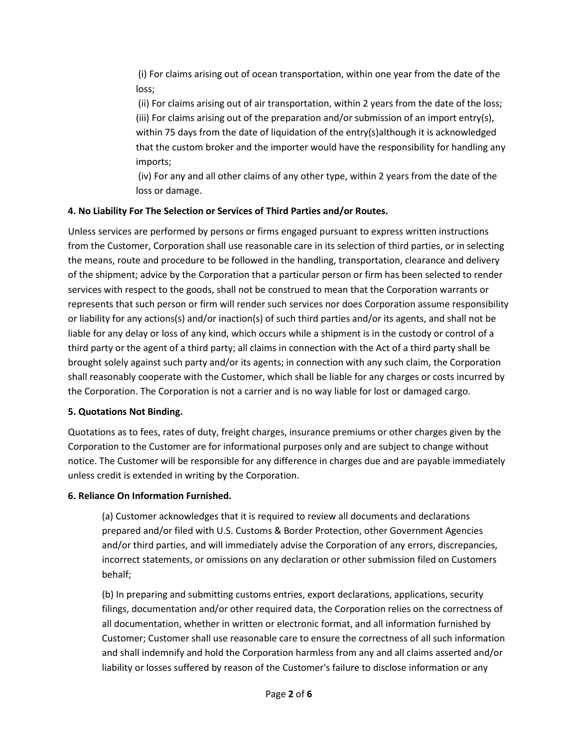(i) For claims arising out of ocean transportation, within one year from the date of the loss;

(ii) For claims arising out of air transportation, within 2 years from the date of the loss;

(iii) For claims arising out of the preparation and/or submission of an import entry(s), within 75 days from the date of liquidation of the entry(s)although it is acknowledged that the custom broker and the importer would have the responsibility for handling any imports;

(iv) For any and all other claims of any other type, within 2 years from the date of the loss or damage.

**4. No Liability For The Selection or Services of Third Parties and/or Routes.**

Unless services are performed by persons or firms engaged pursuant to express written instructions from the Customer, Corporation shall use reasonable care in its selection of third parties, or in selecting the means, route and procedure to be followed in the handling, transportation, clearance and delivery of the shipment; advice by the Corporation that a particular person or firm has been selected to render services with respect to the goods, shall not be construed to mean that the Corporation warrants or represents that such person or firm will render such services nor does Corporation assume responsibility or liability for any actions(s) and/or inaction(s) of such third parties and/or its agents, and shall not be liable for any delay or loss of any kind, which occurs while a shipment is in the custody or control of a third party or the agent of a third party; all claims in connection with the Act of a third party shall be brought solely against such party and/or its agents; in connection with any such claim, the Corporation shall reasonably cooperate with the Customer, which shall be liable for any charges or costs incurred by the Corporation. The Corporation is not a carrier and is no way liable for lost or damaged cargo.

**5. Quotations Not Binding.**

Quotations as to fees, rates of duty, freight charges, insurance premiums or other charges given by the Corporation to the Customer are for informational purposes only and are subject to change without notice. The Customer will be responsible for any difference in charges due and are payable immediately unless credit is extended in writing by the Corporation.

**6. Reliance On Information Furnished.**

(a) Customer acknowledges that it is required to review all documents and declarations prepared and/or filed with U.S. Customs & Border Protection, other Government Agencies and/or third parties, and will immediately advise the Corporation of any errors, discrepancies, incorrect statements, or omissions on any declaration or other submission filed on Customers behalf;

(b) In preparing and submitting customs entries, export declarations, applications, security filings, documentation and/or other required data, the Corporation relies on the correctness of all documentation, whether in written or electronic format, and all information furnished by Customer; Customer shall use reasonable care to ensure the correctness of all such information and shall indemnify and hold the Corporation harmless from any and all claims asserted and/or liability or losses suffered by reason of the Customer's failure to disclose information or any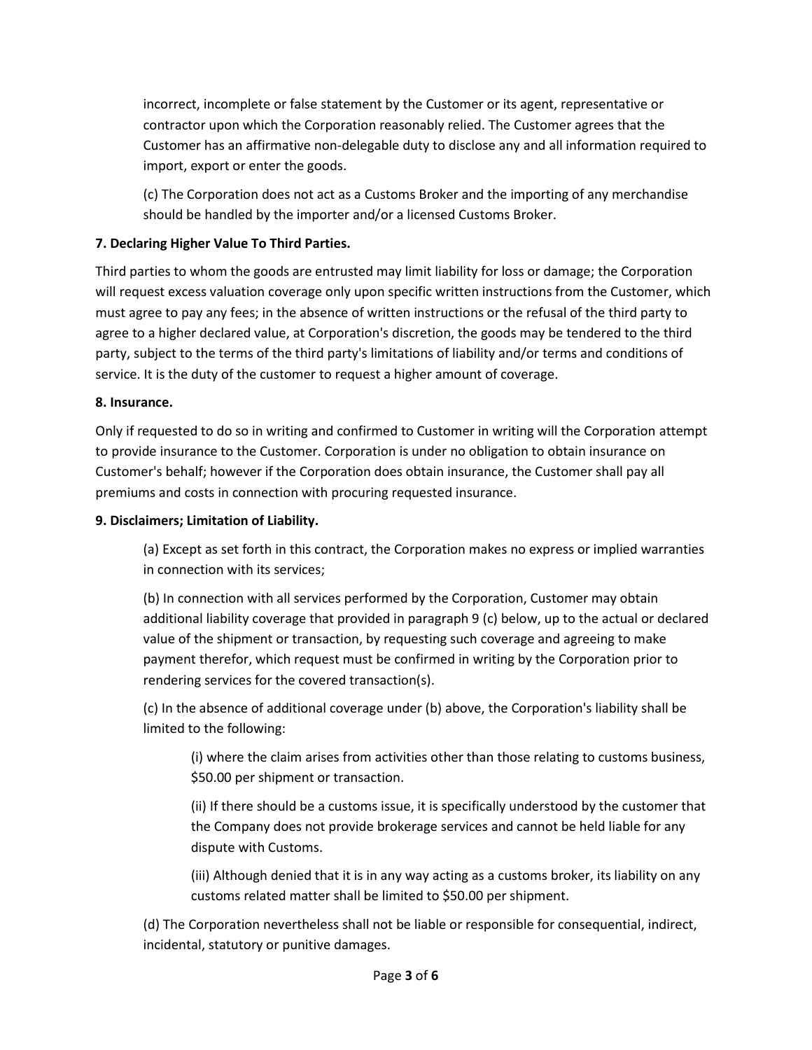incorrect, incomplete or false statement by the Customer or its agent, representative or contractor upon which the Corporation reasonably relied. The Customer agrees that the Customer has an affirmative non-delegable duty to disclose any and all information required to import, export or enter the goods.

(c) The Corporation does not act as a Customs Broker and the importing of any merchandise should be handled by the importer and/or a licensed Customs Broker.

**7. Declaring Higher Value To Third Parties.**

Third parties to whom the goods are entrusted may limit liability for loss or damage; the Corporation will request excess valuation coverage only upon specific written instructions from the Customer, which must agree to pay any fees; in the absence of written instructions or the refusal of the third party to agree to a higher declared value, at Corporation's discretion, the goods may be tendered to the third party, subject to the terms of the third party's limitations of liability and/or terms and conditions of service. It is the duty of the customer to request a higher amount of coverage.

**8. Insurance.**

Only if requested to do so in writing and confirmed to Customer in writing will the Corporation attempt to provide insurance to the Customer. Corporation is under no obligation to obtain insurance on Customer's behalf; however if the Corporation does obtain insurance, the Customer shall pay all premiums and costs in connection with procuring requested insurance.

**9. Disclaimers; Limitation of Liability.**

(a) Except as set forth in this contract, the Corporation makes no express or implied warranties in connection with its services;

(b) In connection with all services performed by the Corporation, Customer may obtain additional liability coverage that provided in paragraph 9 (c) below, up to the actual or declared value of the shipment or transaction, by requesting such coverage and agreeing to make payment therefor, which request must be confirmed in writing by the Corporation prior to rendering services for the covered transaction(s).

(c) In the absence of additional coverage under (b) above, the Corporation's liability shall be limited to the following:

(i) where the claim arises from activities other than those relating to customs business, $50.00 per shipment or transaction.

(ii) If there should be a customs issue, it is specifically understood by the customer that the Company does not provide brokerage services and cannot be held liable for any dispute with Customs.

(iii) Although denied that it is in any way acting as a customs broker, its liability on any customs related matter shall be limited to $50.00 per shipment.

(d) The Corporation nevertheless shall not be liable or responsible for consequential, indirect, incidental, statutory or punitive damages.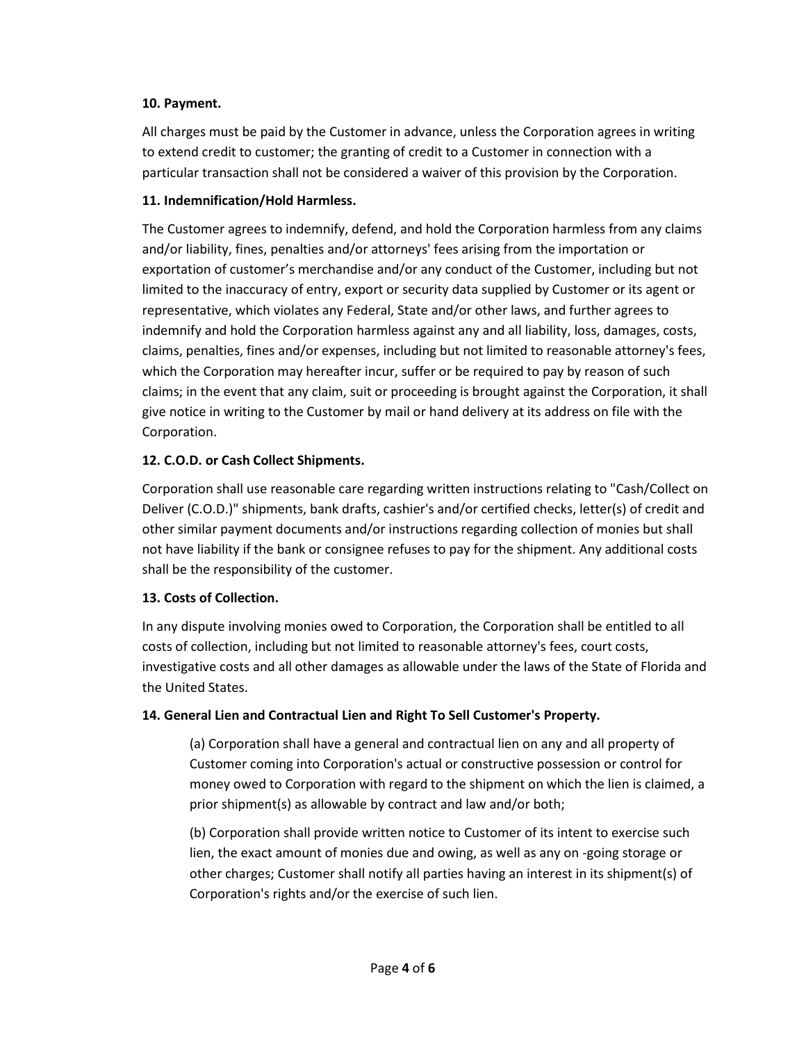**10. Payment.**

All charges must be paid by the Customer in advance, unless the Corporation agrees in writing to extend credit to customer; the granting of credit to a Customer in connection with a particular transaction shall not be considered a waiver of this provision by the Corporation.

**11. Indemnification/Hold Harmless.**

The Customer agrees to indemnify, defend, and hold the Corporation harmless from any claims and/or liability, fines, penalties and/or attorneys' fees arising from the importation or exportation of customer's merchandise and/or any conduct of the Customer, including but not limited to the inaccuracy of entry, export or security data supplied by Customer or its agent or representative, which violates any Federal, State and/or other laws, and further agrees to indemnify and hold the Corporation harmless against any and all liability, loss, damages, costs, claims, penalties, fines and/or expenses, including but not limited to reasonable attorney's fees, which the Corporation may hereafter incur, suffer or be required to pay by reason of such claims; in the event that any claim, suit or proceeding is brought against the Corporation, it shall give notice in writing to the Customer by mail or hand delivery at its address on file with the Corporation.

**12. C.O.D. or Cash Collect Shipments.**

Corporation shall use reasonable care regarding written instructions relating to "Cash/Collect on Deliver (C.O.D.)" shipments, bank drafts, cashier's and/or certified checks, letter(s) of credit and other similar payment documents and/or instructions regarding collection of monies but shall not have liability if the bank or consignee refuses to pay for the shipment. Any additional costs shall be the responsibility of the customer.

**13. Costs of Collection.**

In any dispute involving monies owed to Corporation, the Corporation shall be entitled to all costs of collection, including but not limited to reasonable attorney's fees, court costs, investigative costs and all other damages as allowable under the laws of the State of Florida and the United States.

**14. General Lien and Contractual Lien and Right To Sell Customer's Property.**

(a) Corporation shall have a general and contractual lien on any and all property of Customer coming into Corporation's actual or constructive possession or control for money owed to Corporation with regard to the shipment on which the lien is claimed, a prior shipment(s) as allowable by contract and law and/or both;

(b) Corporation shall provide written notice to Customer of its intent to exercise such lien, the exact amount of monies due and owing, as well as any on -going storage or other charges; Customer shall notify all parties having an interest in its shipment(s) of Corporation's rights and/or the exercise of such lien.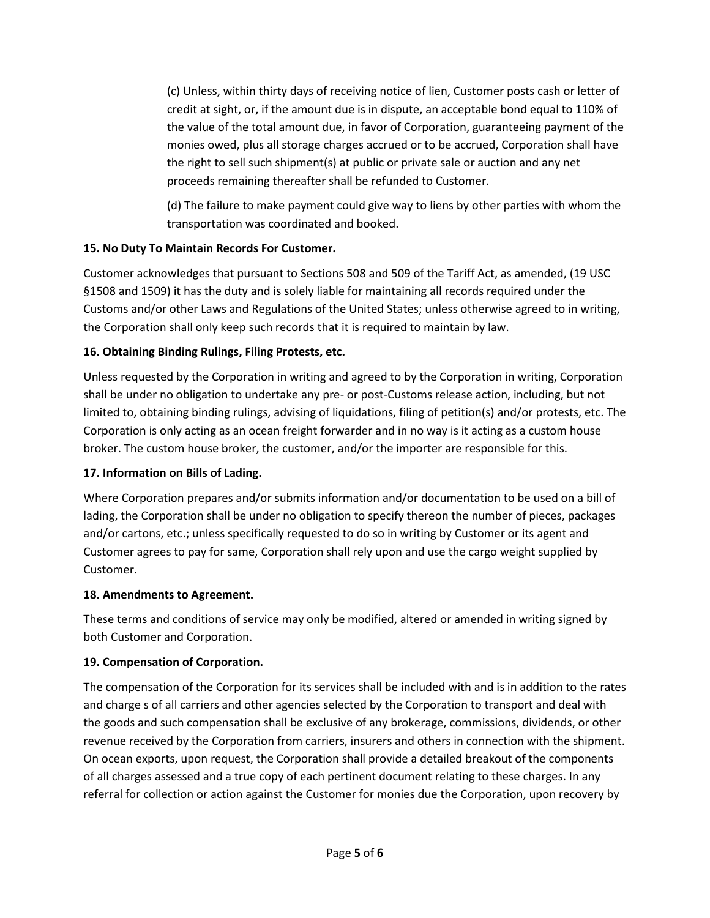(c) Unless, within thirty days of receiving notice of lien, Customer posts cash or letter of credit at sight, or, if the amount due is in dispute, an acceptable bond equal to 110% of the value of the total amount due, in favor of Corporation, guaranteeing payment of the monies owed, plus all storage charges accrued or to be accrued, Corporation shall have the right to sell such shipment(s) at public or private sale or auction and any net proceeds remaining thereafter shall be refunded to Customer.

(d) The failure to make payment could give way to liens by other parties with whom the transportation was coordinated and booked.

**15. No Duty To Maintain Records For Customer.**

Customer acknowledges that pursuant to Sections 508 and 509 of the Tariff Act, as amended, (19 USC §1508 and 1509) it has the duty and is solely liable for maintaining all records required under the Customs and/or other Laws and Regulations of the United States; unless otherwise agreed to in writing, the Corporation shall only keep such records that it is required to maintain by law.

**16. Obtaining Binding Rulings, Filing Protests, etc.**

Unless requested by the Corporation in writing and agreed to by the Corporation in writing, Corporation shall be under no obligation to undertake any pre- or post-Customs release action, including, but not limited to, obtaining binding rulings, advising of liquidations, filing of petition(s) and/or protests, etc. The Corporation is only acting as an ocean freight forwarder and in no way is it acting as a custom house broker. The custom house broker, the customer, and/or the importer are responsible for this.

**17. Information on Bills of Lading.**

Where Corporation prepares and/or submits information and/or documentation to be used on a bill of lading, the Corporation shall be under no obligation to specify thereon the number of pieces, packages and/or cartons, etc.; unless specifically requested to do so in writing by Customer or its agent and Customer agrees to pay for same, Corporation shall rely upon and use the cargo weight supplied by Customer.

**18. Amendments to Agreement.**

These terms and conditions of service may only be modified, altered or amended in writing signed by both Customer and Corporation.

**19. Compensation of Corporation.**

The compensation of the Corporation for its services shall be included with and is in addition to the rates and charge s of all carriers and other agencies selected by the Corporation to transport and deal with the goods and such compensation shall be exclusive of any brokerage, commissions, dividends, or other revenue received by the Corporation from carriers, insurers and others in connection with the shipment. On ocean exports, upon request, the Corporation shall provide a detailed breakout of the components of all charges assessed and a true copy of each pertinent document relating to these charges. In any referral for collection or action against the Customer for monies due the Corporation, upon recovery by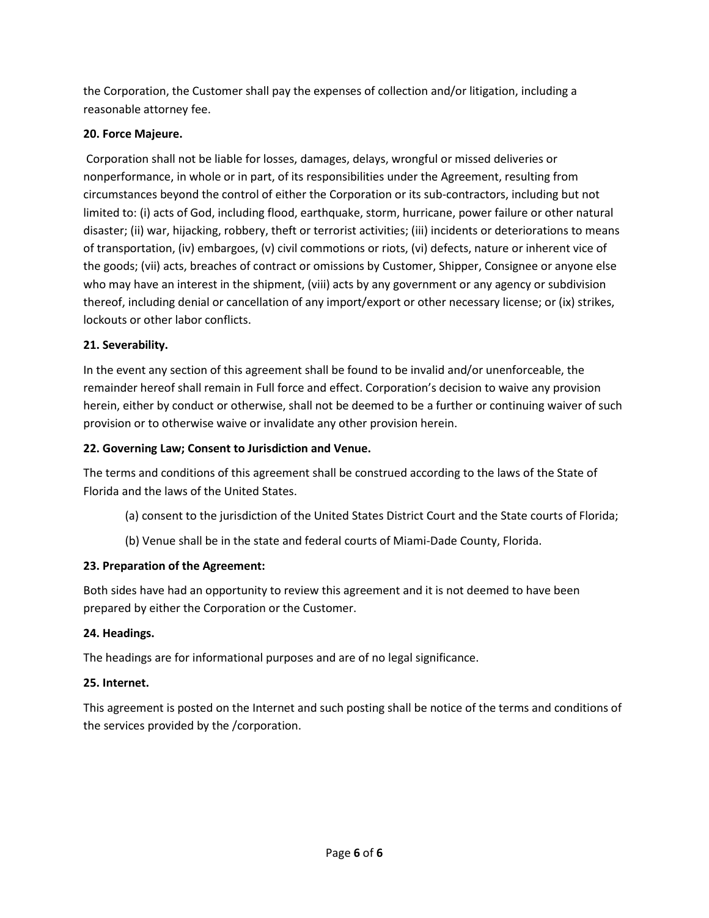the Corporation, the Customer shall pay the expenses of collection and/or litigation, including a reasonable attorney fee.

**20. Force Majeure.**

Corporation shall not be liable for losses, damages, delays, wrongful or missed deliveries or nonperformance, in whole or in part, of its responsibilities under the Agreement, resulting from circumstances beyond the control of either the Corporation or its sub-contractors, including but not limited to: (i) acts of God, including flood, earthquake, storm, hurricane, power failure or other natural disaster; (ii) war, hijacking, robbery, theft or terrorist activities; (iii) incidents or deteriorations to means of transportation, (iv) embargoes, (v) civil commotions or riots, (vi) defects, nature or inherent vice of the goods; (vii) acts, breaches of contract or omissions by Customer, Shipper, Consignee or anyone else who may have an interest in the shipment, (viii) acts by any government or any agency or subdivision thereof, including denial or cancellation of any import/export or other necessary license; or (ix) strikes, lockouts or other labor conflicts.

**21. Severability.**

In the event any section of this agreement shall be found to be invalid and/or unenforceable, the remainder hereof shall remain in Full force and effect. Corporation's decision to waive any provision herein, either by conduct or otherwise, shall not be deemed to be a further or continuing waiver of such provision or to otherwise waive or invalidate any other provision herein.

**22. Governing Law; Consent to Jurisdiction and Venue.**

The terms and conditions of this agreement shall be construed according to the laws of the State of Florida and the laws of the United States.

(a) consent to the jurisdiction of the United States District Court and the State courts of Florida;

(b) Venue shall be in the state and federal courts of Miami-Dade County, Florida.

**23. Preparation of the Agreement:**

Both sides have had an opportunity to review this agreement and it is not deemed to have been prepared by either the Corporation or the Customer.

**24. Headings.**

The headings are for informational purposes and are of no legal significance.

**25. Internet.**

This agreement is posted on the Internet and such posting shall be notice of the terms and conditions of the services provided by the /corporation.